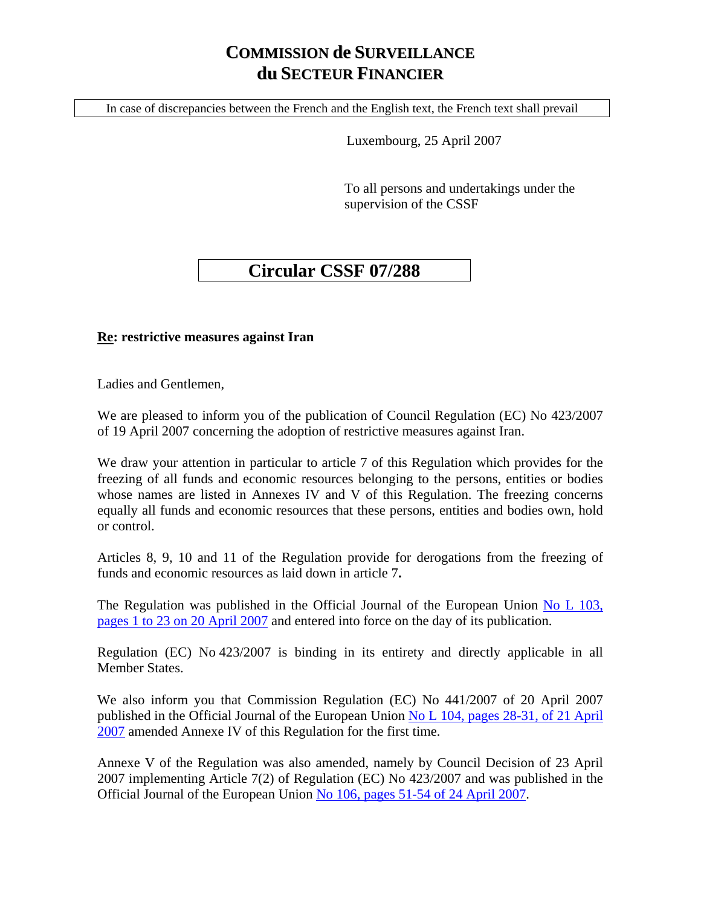# COMMISSION de SURVEILLANCE du SECTEUR FINANCIER

In case of discrepancies between the French and the English text, the French text shall prevail

Luxembourg, 25 April 2007

To all persons and undertakings under the supervision of the CSSF

## Circular CSSF 07/288

**Re: restrictive measures against Iran**

Ladies and Gentlemen,

We are pleased to inform you of the publication of Council Regulation (EC) No 423/2007 of 19 April 2007 concerning the adoption of restrictive measures against Iran.

We draw your attention in particular to article 7 of this Regulation which provides for the freezing of all funds and economic resources belonging to the persons, entities or bodies whose names are listed in Annexes IV and V of this Regulation. The freezing concerns equally all funds and economic resources that these persons, entities and bodies own, hold or control.

Articles 8, 9, 10 and 11 of the Regulation provide for derogations from the freezing of funds and economic resources as laid down in article 7**.**

The Regulation was published in the Official Journal of the European Union No L 103, pages 1 to 23 on 20 April 2007 and entered into force on the day of its publication.

Regulation (EC) No 423/2007 is binding in its entirety and directly applicable in all Member States.

We also inform you that Commission Regulation (EC) No 441/2007 of 20 April 2007 published in the Official Journal of the European Union No L 104, pages 28-31, of 21 April 2007 amended Annexe IV of this Regulation for the first time.

Annexe V of the Regulation was also amended, namely by Council Decision of 23 April 2007 implementing Article 7(2) of Regulation (EC) No 423/2007 and was published in the Official Journal of the European Union No 106, pages 51-54 of 24 April 2007.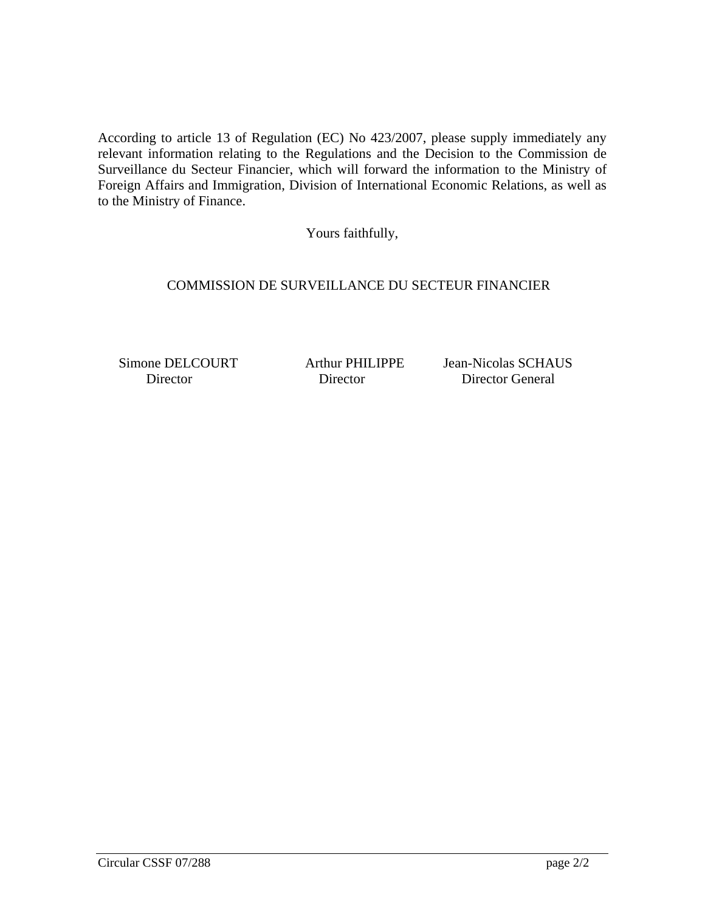According to article 13 of Regulation (EC) No 423/2007, please supply immediately any relevant information relating to the Regulations and the Decision to the Commission de Surveillance du Secteur Financier, which will forward the information to the Ministry of Foreign Affairs and Immigration, Division of International Economic Relations, as well as to the Ministry of Finance.

Yours faithfully,

COMMISSION DE SURVEILLANCE DU SECTEUR FINANCIER

| | | |
|---|---|---|
| Simone DELCOURT<br>Director | Arthur PHILIPPE<br>Director | Jean-Nicolas SCHAUS<br>Director General |